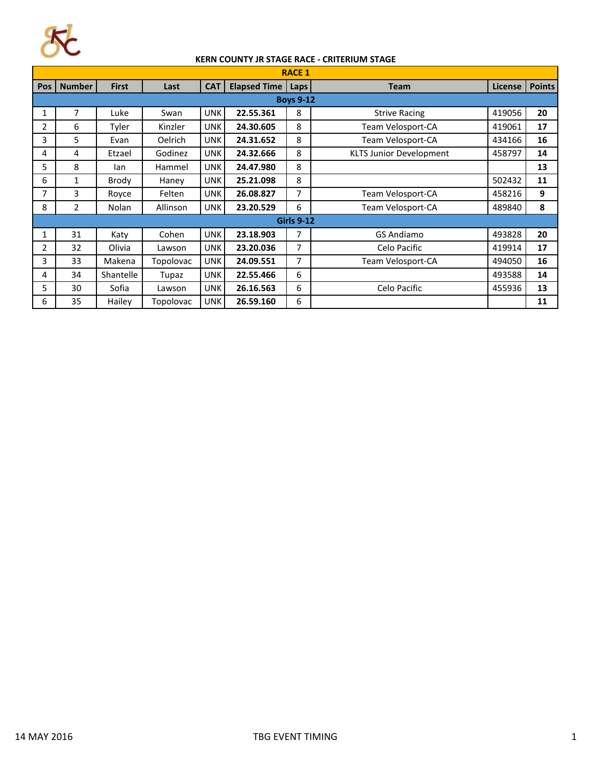# KERN COUNTY JR STAGE RACE - CRITERIUM STAGE

| RACE 1 | | | | | | | | | |
|---|---|---|---|---|---|---|---|---|---|
| Pos | Number | First | Last | CAT | Elapsed Time | Laps | Team | License | Points |
| **Boys 9-12** | | | | | | | | | |
| 1 | 7 | Luke | Swan | UNK | **22.55.361** | 8 | Strive Racing | 419056 | **20** |
| 2 | 6 | Tyler | Kinzler | UNK | **24.30.605** | 8 | Team Velosport-CA | 419061 | **17** |
| 3 | 5 | Evan | Oelrich | UNK | **24.31.652** | 8 | Team Velosport-CA | 434166 | **16** |
| 4 | 4 | Etzael | Godinez | UNK | **24.32.666** | 8 | KLTS Junior Development | 458797 | **14** |
| 5 | 8 | Ian | Hammel | UNK | **24.47.980** | 8 | | | **13** |
| 6 | 1 | Brody | Haney | UNK | **25.21.098** | 8 | | 502432 | **11** |
| 7 | 3 | Royce | Felten | UNK | **26.08.827** | 7 | Team Velosport-CA | 458216 | **9** |
| 8 | 2 | Nolan | Allinson | UNK | **23.20.529** | 6 | Team Velosport-CA | 489840 | **8** |
| **Girls 9-12** | | | | | | | | | |
| 1 | 31 | Katy | Cohen | UNK | **23.18.903** | 7 | GS Andiamo | 493828 | **20** |
| 2 | 32 | Olivia | Lawson | UNK | **23.20.036** | 7 | Celo Pacific | 419914 | **17** |
| 3 | 33 | Makena | Topolovac | UNK | **24.09.551** | 7 | Team Velosport-CA | 494050 | **16** |
| 4 | 34 | Shantelle | Tupaz | UNK | **22.55.466** | 6 | | 493588 | **14** |
| 5 | 30 | Sofia | Lawson | UNK | **26.16.563** | 6 | Celo Pacific | 455936 | **13** |
| 6 | 35 | Hailey | Topolovac | UNK | **26.59.160** | 6 | | | **11** |

14 MAY 2016

TBG EVENT TIMING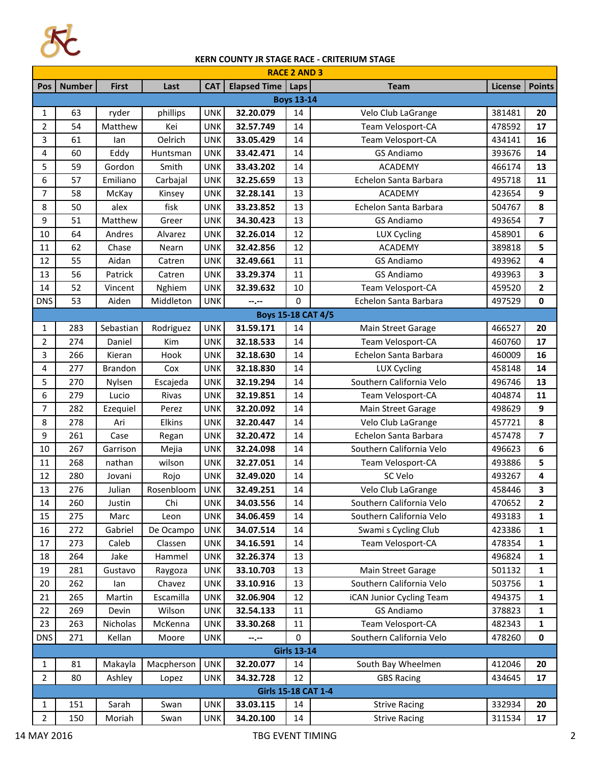## KERN COUNTY JR STAGE RACE - CRITERIUM STAGE

| RACE 2 AND 3 | | | | | | | | | |
|---|---|---|---|---|---|---|---|---|---|
| **Pos** | **Number** | **First** | **Last** | **CAT** | **Elapsed Time** | **Laps** | **Team** | **License** | **Points** |
| **Boys 13-14** | | | | | | | | | |
| 1 | 63 | ryder | phillips | UNK | **32.20.079** | 14 | Velo Club LaGrange | 381481 | **20** |
| 2 | 54 | Matthew | Kei | UNK | **32.57.749** | 14 | Team Velosport-CA | 478592 | **17** |
| 3 | 61 | Ian | Oelrich | UNK | **33.05.429** | 14 | Team Velosport-CA | 434141 | **16** |
| 4 | 60 | Eddy | Huntsman | UNK | **33.42.471** | 14 | GS Andiamo | 393676 | **14** |
| 5 | 59 | Gordon | Smith | UNK | **33.43.202** | 14 | ACADEMY | 466174 | **13** |
| 6 | 57 | Emiliano | Carbajal | UNK | **32.25.659** | 13 | Echelon Santa Barbara | 495718 | **11** |
| 7 | 58 | McKay | Kinsey | UNK | **32.28.141** | 13 | ACADEMY | 423654 | **9** |
| 8 | 50 | alex | fisk | UNK | **33.23.852** | 13 | Echelon Santa Barbara | 504767 | **8** |
| 9 | 51 | Matthew | Greer | UNK | **34.30.423** | 13 | GS Andiamo | 493654 | **7** |
| 10 | 64 | Andres | Alvarez | UNK | **32.26.014** | 12 | LUX Cycling | 458901 | **6** |
| 11 | 62 | Chase | Nearn | UNK | **32.42.856** | 12 | ACADEMY | 389818 | **5** |
| 12 | 55 | Aidan | Catren | UNK | **32.49.661** | 11 | GS Andiamo | 493962 | **4** |
| 13 | 56 | Patrick | Catren | UNK | **33.29.374** | 11 | GS Andiamo | 493963 | **3** |
| 14 | 52 | Vincent | Nghiem | UNK | **32.39.632** | 10 | Team Velosport-CA | 459520 | **2** |
| DNS | 53 | Aiden | Middleton | UNK | **--.--** | 0 | Echelon Santa Barbara | 497529 | **0** |
| **Boys 15-18 CAT 4/5** | | | | | | | | | |
| 1 | 283 | Sebastian | Rodriguez | UNK | **31.59.171** | 14 | Main Street Garage | 466527 | **20** |
| 2 | 274 | Daniel | Kim | UNK | **32.18.533** | 14 | Team Velosport-CA | 460760 | **17** |
| 3 | 266 | Kieran | Hook | UNK | **32.18.630** | 14 | Echelon Santa Barbara | 460009 | **16** |
| 4 | 277 | Brandon | Cox | UNK | **32.18.830** | 14 | LUX Cycling | 458148 | **14** |
| 5 | 270 | Nylsen | Escajeda | UNK | **32.19.294** | 14 | Southern California Velo | 496746 | **13** |
| 6 | 279 | Lucio | Rivas | UNK | **32.19.851** | 14 | Team Velosport-CA | 404874 | **11** |
| 7 | 282 | Ezequiel | Perez | UNK | **32.20.092** | 14 | Main Street Garage | 498629 | **9** |
| 8 | 278 | Ari | Elkins | UNK | **32.20.447** | 14 | Velo Club LaGrange | 457721 | **8** |
| 9 | 261 | Case | Regan | UNK | **32.20.472** | 14 | Echelon Santa Barbara | 457478 | **7** |
| 10 | 267 | Garrison | Mejia | UNK | **32.24.098** | 14 | Southern California Velo | 496623 | **6** |
| 11 | 268 | nathan | wilson | UNK | **32.27.051** | 14 | Team Velosport-CA | 493886 | **5** |
| 12 | 280 | Jovani | Rojo | UNK | **32.49.020** | 14 | SC Velo | 493267 | **4** |
| 13 | 276 | Julian | Rosenbloom | UNK | **32.49.251** | 14 | Velo Club LaGrange | 458446 | **3** |
| 14 | 260 | Justin | Chi | UNK | **34.03.556** | 14 | Southern California Velo | 470652 | **2** |
| 15 | 275 | Marc | Leon | UNK | **34.06.459** | 14 | Southern California Velo | 493183 | **1** |
| 16 | 272 | Gabriel | De Ocampo | UNK | **34.07.514** | 14 | Swami s Cycling Club | 423386 | **1** |
| 17 | 273 | Caleb | Classen | UNK | **34.16.591** | 14 | Team Velosport-CA | 478354 | **1** |
| 18 | 264 | Jake | Hammel | UNK | **32.26.374** | 13 | | 496824 | **1** |
| 19 | 281 | Gustavo | Raygoza | UNK | **33.10.703** | 13 | Main Street Garage | 501132 | **1** |
| 20 | 262 | Ian | Chavez | UNK | **33.10.916** | 13 | Southern California Velo | 503756 | **1** |
| 21 | 265 | Martin | Escamilla | UNK | **32.06.904** | 12 | iCAN Junior Cycling Team | 494375 | **1** |
| 22 | 269 | Devin | Wilson | UNK | **32.54.133** | 11 | GS Andiamo | 378823 | **1** |
| 23 | 263 | Nicholas | McKenna | UNK | **33.30.268** | 11 | Team Velosport-CA | 482343 | **1** |
| DNS | 271 | Kellan | Moore | UNK | **--.--** | 0 | Southern California Velo | 478260 | **0** |
| **Girls 13-14** | | | | | | | | | |
| 1 | 81 | Makayla | Macpherson | UNK | **32.20.077** | 14 | South Bay Wheelmen | 412046 | **20** |
| 2 | 80 | Ashley | Lopez | UNK | **34.32.728** | 12 | GBS Racing | 434645 | **17** |
| **Girls 15-18 CAT 1-4** | | | | | | | | | |
| 1 | 151 | Sarah | Swan | UNK | **33.03.115** | 14 | Strive Racing | 332934 | **20** |
| 2 | 150 | Moriah | Swan | UNK | **34.20.100** | 14 | Strive Racing | 311534 | **17** |

14 MAY 2016 — TBG EVENT TIMING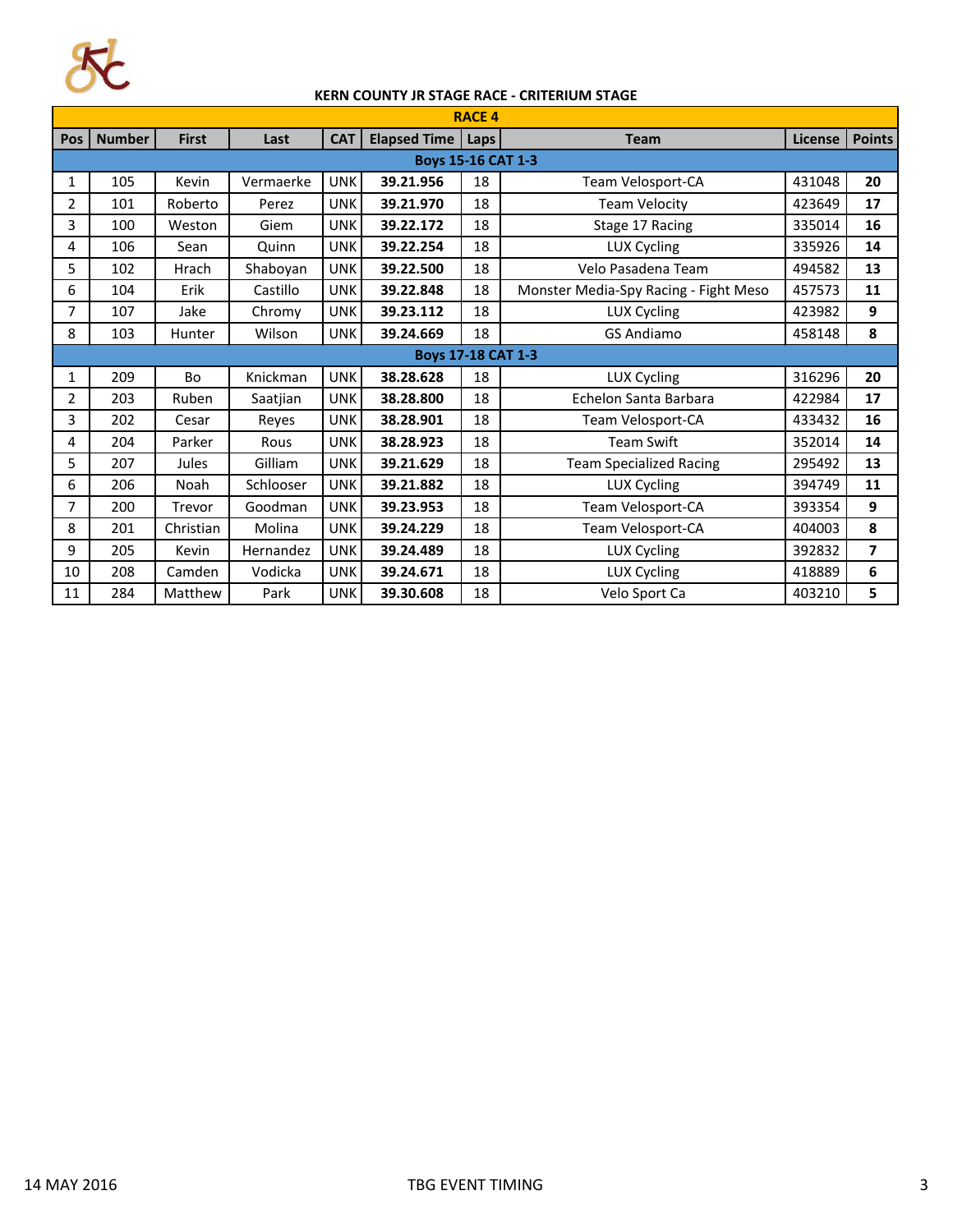### KERN COUNTY JR STAGE RACE - CRITERIUM STAGE

| RACE 4 | | | | | | | | | |
|---|---|---|---|---|---|---|---|---|---|
| **Pos** | **Number** | **First** | **Last** | **CAT** | **Elapsed Time** | **Laps** | **Team** | **License** | **Points** |
| **Boys 15-16 CAT 1-3** | | | | | | | | | |
| 1 | 105 | Kevin | Vermaerke | UNK | **39.21.956** | 18 | Team Velosport-CA | 431048 | **20** |
| 2 | 101 | Roberto | Perez | UNK | **39.21.970** | 18 | Team Velocity | 423649 | **17** |
| 3 | 100 | Weston | Giem | UNK | **39.22.172** | 18 | Stage 17 Racing | 335014 | **16** |
| 4 | 106 | Sean | Quinn | UNK | **39.22.254** | 18 | LUX Cycling | 335926 | **14** |
| 5 | 102 | Hrach | Shaboyan | UNK | **39.22.500** | 18 | Velo Pasadena Team | 494582 | **13** |
| 6 | 104 | Erik | Castillo | UNK | **39.22.848** | 18 | Monster Media-Spy Racing - Fight Meso | 457573 | **11** |
| 7 | 107 | Jake | Chromy | UNK | **39.23.112** | 18 | LUX Cycling | 423982 | **9** |
| 8 | 103 | Hunter | Wilson | UNK | **39.24.669** | 18 | GS Andiamo | 458148 | **8** |
| **Boys 17-18 CAT 1-3** | | | | | | | | | |
| 1 | 209 | Bo | Knickman | UNK | **38.28.628** | 18 | LUX Cycling | 316296 | **20** |
| 2 | 203 | Ruben | Saatjian | UNK | **38.28.800** | 18 | Echelon Santa Barbara | 422984 | **17** |
| 3 | 202 | Cesar | Reyes | UNK | **38.28.901** | 18 | Team Velosport-CA | 433432 | **16** |
| 4 | 204 | Parker | Rous | UNK | **38.28.923** | 18 | Team Swift | 352014 | **14** |
| 5 | 207 | Jules | Gilliam | UNK | **39.21.629** | 18 | Team Specialized Racing | 295492 | **13** |
| 6 | 206 | Noah | Schlooser | UNK | **39.21.882** | 18 | LUX Cycling | 394749 | **11** |
| 7 | 200 | Trevor | Goodman | UNK | **39.23.953** | 18 | Team Velosport-CA | 393354 | **9** |
| 8 | 201 | Christian | Molina | UNK | **39.24.229** | 18 | Team Velosport-CA | 404003 | **8** |
| 9 | 205 | Kevin | Hernandez | UNK | **39.24.489** | 18 | LUX Cycling | 392832 | **7** |
| 10 | 208 | Camden | Vodicka | UNK | **39.24.671** | 18 | LUX Cycling | 418889 | **6** |
| 11 | 284 | Matthew | Park | UNK | **39.30.608** | 18 | Velo Sport Ca | 403210 | **5** |

14 MAY 2016 TBG EVENT TIMING